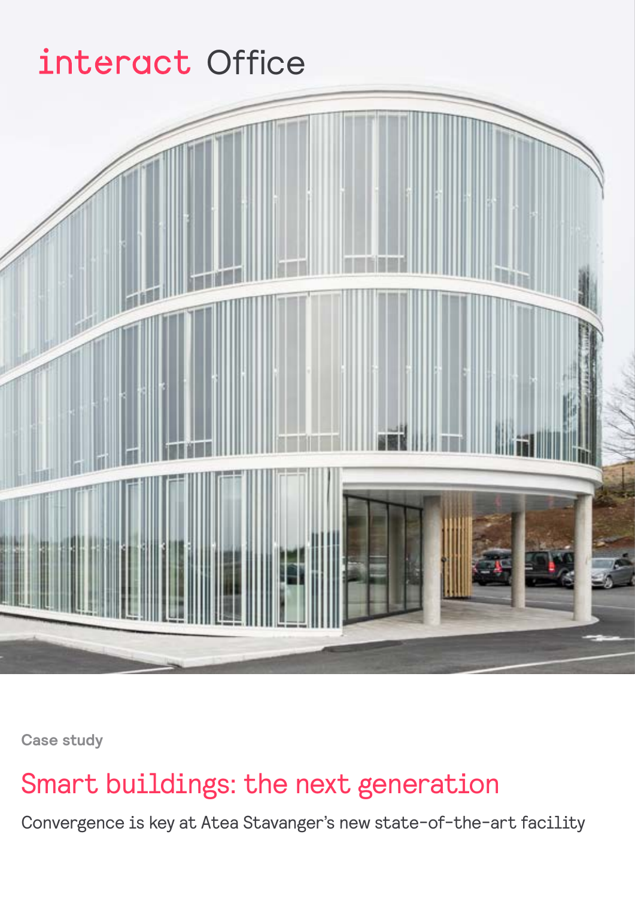interact Office

Case study

# Smart buildings: the next generation

Convergence is key at Atea Stavanger's new state-of-the-art facility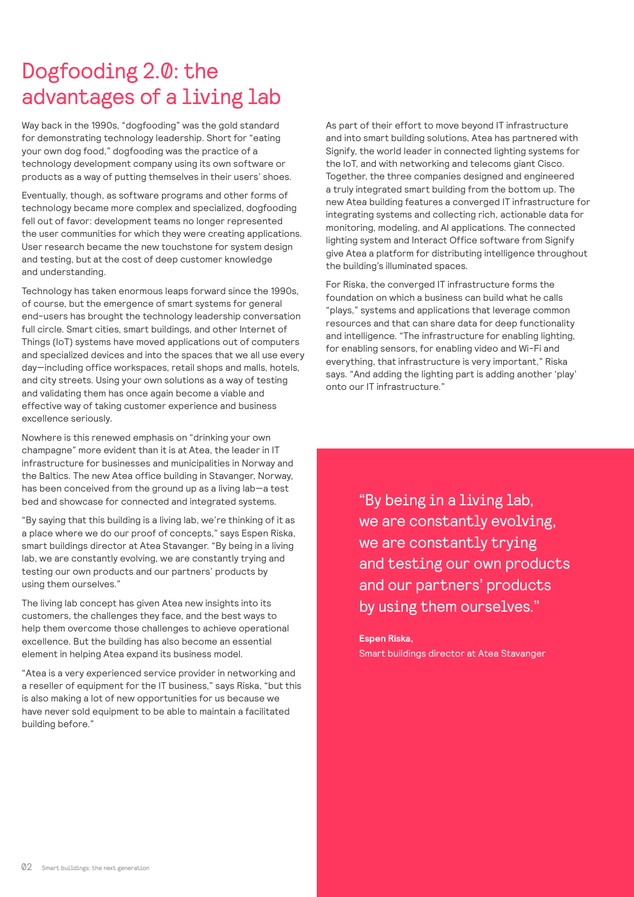# Dogfooding 2.0: the advantages of a living lab

Way back in the 1990s, "dogfooding" was the gold standard for demonstrating technology leadership. Short for "eating your own dog food," dogfooding was the practice of a technology development company using its own software or products as a way of putting themselves in their users' shoes.

Eventually, though, as software programs and other forms of technology became more complex and specialized, dogfooding fell out of favor: development teams no longer represented the user communities for which they were creating applications. User research became the new touchstone for system design and testing, but at the cost of deep customer knowledge and understanding.

Technology has taken enormous leaps forward since the 1990s, of course, but the emergence of smart systems for general end-users has brought the technology leadership conversation full circle. Smart cities, smart buildings, and other Internet of Things (IoT) systems have moved applications out of computers and specialized devices and into the spaces that we all use every day—including office workspaces, retail shops and malls, hotels, and city streets. Using your own solutions as a way of testing and validating them has once again become a viable and effective way of taking customer experience and business excellence seriously.

Nowhere is this renewed emphasis on "drinking your own champagne" more evident than it is at Atea, the leader in IT infrastructure for businesses and municipalities in Norway and the Baltics. The new Atea office building in Stavanger, Norway, has been conceived from the ground up as a living lab—a test bed and showcase for connected and integrated systems.

"By saying that this building is a living lab, we're thinking of it as a place where we do our proof of concepts," says Espen Riska, smart buildings director at Atea Stavanger. "By being in a living lab, we are constantly evolving, we are constantly trying and testing our own products and our partners' products by using them ourselves."

The living lab concept has given Atea new insights into its customers, the challenges they face, and the best ways to help them overcome those challenges to achieve operational excellence. But the building has also become an essential element in helping Atea expand its business model.

"Atea is a very experienced service provider in networking and a reseller of equipment for the IT business," says Riska, "but this is also making a lot of new opportunities for us because we have never sold equipment to be able to maintain a facilitated building before."

As part of their effort to move beyond IT infrastructure and into smart building solutions, Atea has partnered with Signify, the world leader in connected lighting systems for the IoT, and with networking and telecoms giant Cisco. Together, the three companies designed and engineered a truly integrated smart building from the bottom up. The new Atea building features a converged IT infrastructure for integrating systems and collecting rich, actionable data for monitoring, modeling, and AI applications. The connected lighting system and Interact Office software from Signify give Atea a platform for distributing intelligence throughout the building's illuminated spaces.

For Riska, the converged IT infrastructure forms the foundation on which a business can build what he calls "plays," systems and applications that leverage common resources and that can share data for deep functionality and intelligence. "The infrastructure for enabling lighting, for enabling sensors, for enabling video and Wi-Fi and everything, that infrastructure is very important," Riska says. "And adding the lighting part is adding another 'play' onto our IT infrastructure."

> "By being in a living lab, we are constantly evolving, we are constantly trying and testing our own products and our partners' products by using them ourselves."
>
> **Espen Riska,**
> Smart buildings director at Atea Stavanger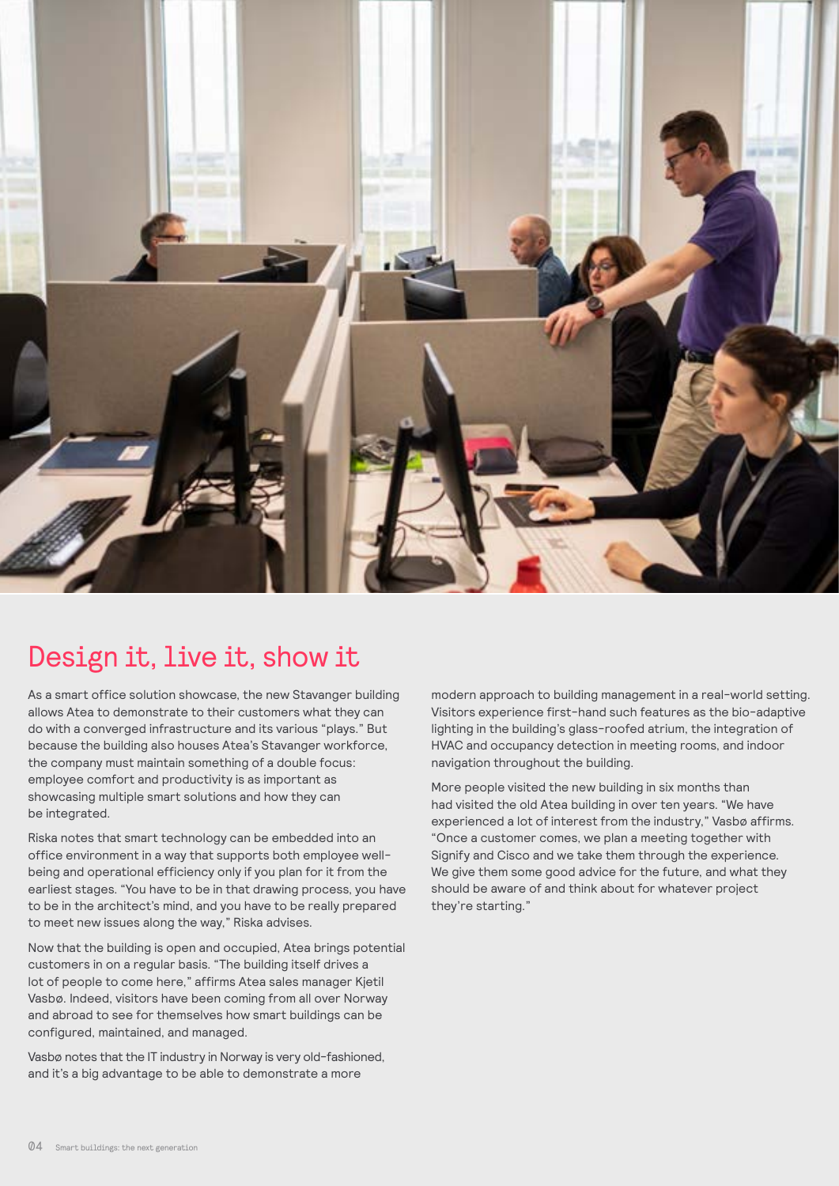## Design it, live it, show it

As a smart office solution showcase, the new Stavanger building allows Atea to demonstrate to their customers what they can do with a converged infrastructure and its various "plays." But because the building also houses Atea's Stavanger workforce, the company must maintain something of a double focus: employee comfort and productivity is as important as showcasing multiple smart solutions and how they can be integrated.

Riska notes that smart technology can be embedded into an office environment in a way that supports both employee well-being and operational efficiency only if you plan for it from the earliest stages. "You have to be in that drawing process, you have to be in the architect's mind, and you have to be really prepared to meet new issues along the way," Riska advises.

Now that the building is open and occupied, Atea brings potential customers in on a regular basis. "The building itself drives a lot of people to come here," affirms Atea sales manager Kjetil Vasbø. Indeed, visitors have been coming from all over Norway and abroad to see for themselves how smart buildings can be configured, maintained, and managed.

Vasbø notes that the IT industry in Norway is very old-fashioned, and it's a big advantage to be able to demonstrate a more modern approach to building management in a real-world setting. Visitors experience first-hand such features as the bio-adaptive lighting in the building's glass-roofed atrium, the integration of HVAC and occupancy detection in meeting rooms, and indoor navigation throughout the building.

More people visited the new building in six months than had visited the old Atea building in over ten years. "We have experienced a lot of interest from the industry," Vasbø affirms. "Once a customer comes, we plan a meeting together with Signify and Cisco and we take them through the experience. We give them some good advice for the future, and what they should be aware of and think about for whatever project they're starting."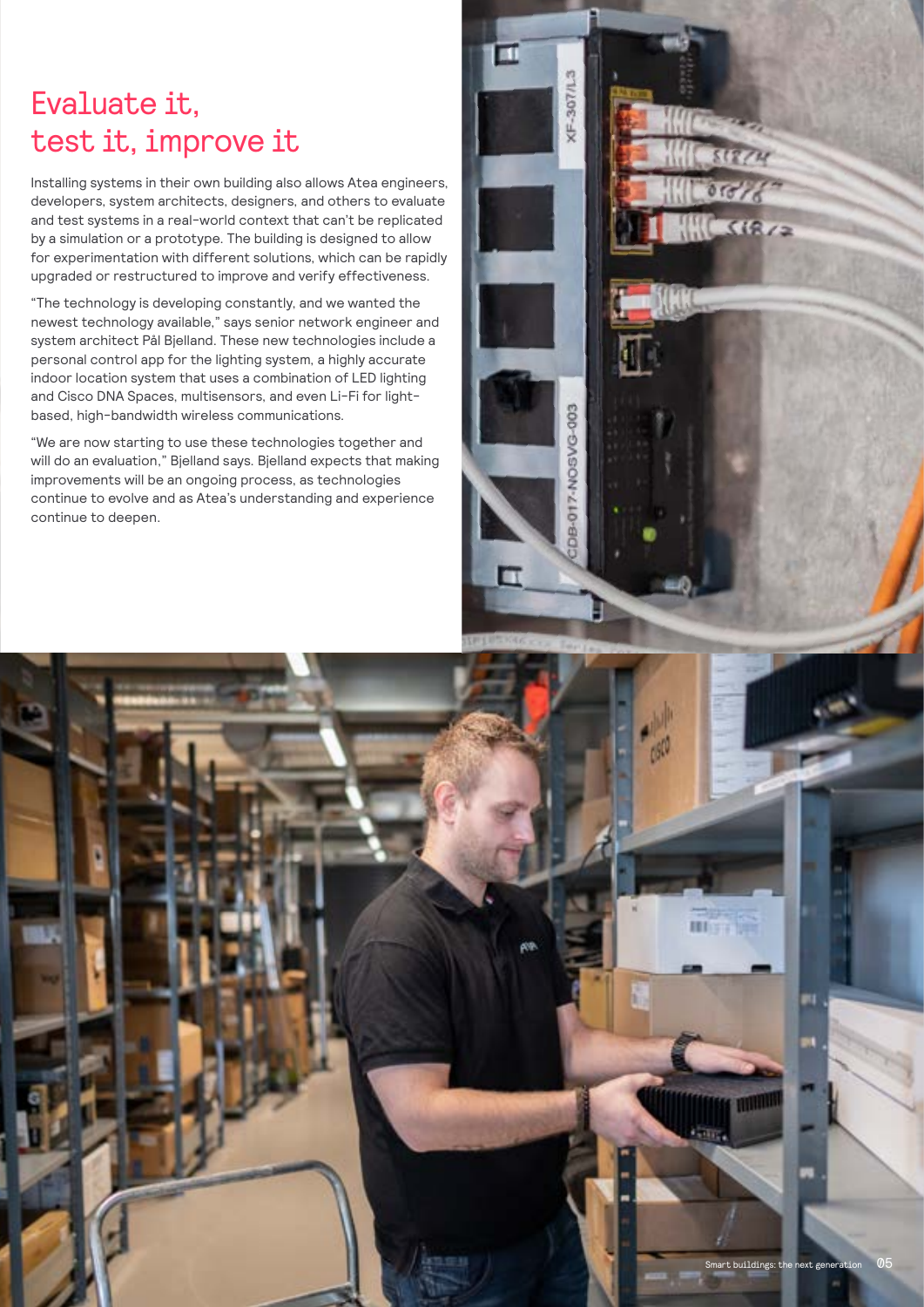# Evaluate it, test it, improve it

Installing systems in their own building also allows Atea engineers, developers, system architects, designers, and others to evaluate and test systems in a real-world context that can't be replicated by a simulation or a prototype. The building is designed to allow for experimentation with different solutions, which can be rapidly upgraded or restructured to improve and verify effectiveness.

"The technology is developing constantly, and we wanted the newest technology available," says senior network engineer and system architect Pål Bjelland. These new technologies include a personal control app for the lighting system, a highly accurate indoor location system that uses a combination of LED lighting and Cisco DNA Spaces, multisensors, and even Li-Fi for light-based, high-bandwidth wireless communications.

"We are now starting to use these technologies together and will do an evaluation," Bjelland says. Bjelland expects that making improvements will be an ongoing process, as technologies continue to evolve and as Atea's understanding and experience continue to deepen.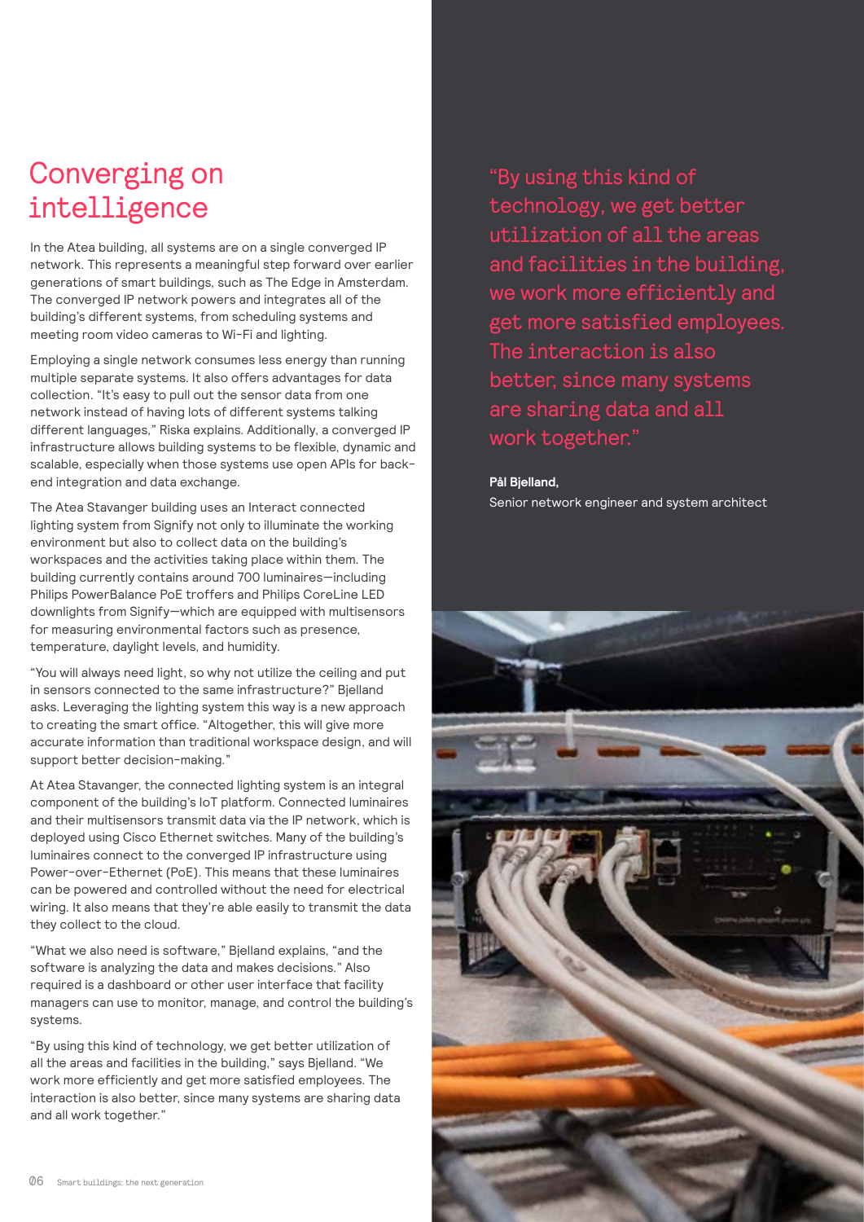# Converging on intelligence

In the Atea building, all systems are on a single converged IP network. This represents a meaningful step forward over earlier generations of smart buildings, such as The Edge in Amsterdam. The converged IP network powers and integrates all of the building's different systems, from scheduling systems and meeting room video cameras to Wi-Fi and lighting.

Employing a single network consumes less energy than running multiple separate systems. It also offers advantages for data collection. "It's easy to pull out the sensor data from one network instead of having lots of different systems talking different languages," Riska explains. Additionally, a converged IP infrastructure allows building systems to be flexible, dynamic and scalable, especially when those systems use open APIs for back-end integration and data exchange.

The Atea Stavanger building uses an Interact connected lighting system from Signify not only to illuminate the working environment but also to collect data on the building's workspaces and the activities taking place within them. The building currently contains around 700 luminaires—including Philips PowerBalance PoE troffers and Philips CoreLine LED downlights from Signify—which are equipped with multisensors for measuring environmental factors such as presence, temperature, daylight levels, and humidity.

"You will always need light, so why not utilize the ceiling and put in sensors connected to the same infrastructure?" Bjelland asks. Leveraging the lighting system this way is a new approach to creating the smart office. "Altogether, this will give more accurate information than traditional workspace design, and will support better decision-making."

At Atea Stavanger, the connected lighting system is an integral component of the building's IoT platform. Connected luminaires and their multisensors transmit data via the IP network, which is deployed using Cisco Ethernet switches. Many of the building's luminaires connect to the converged IP infrastructure using Power-over-Ethernet (PoE). This means that these luminaires can be powered and controlled without the need for electrical wiring. It also means that they're able easily to transmit the data they collect to the cloud.

"What we also need is software," Bjelland explains, "and the software is analyzing the data and makes decisions." Also required is a dashboard or other user interface that facility managers can use to monitor, manage, and control the building's systems.

"By using this kind of technology, we get better utilization of all the areas and facilities in the building," says Bjelland. "We work more efficiently and get more satisfied employees. The interaction is also better, since many systems are sharing data and all work together."

> "By using this kind of technology, we get better utilization of all the areas and facilities in the building, we work more efficiently and get more satisfied employees. The interaction is also better, since many systems are sharing data and all work together."
>
> **Pål Bjelland,**
> Senior network engineer and system architect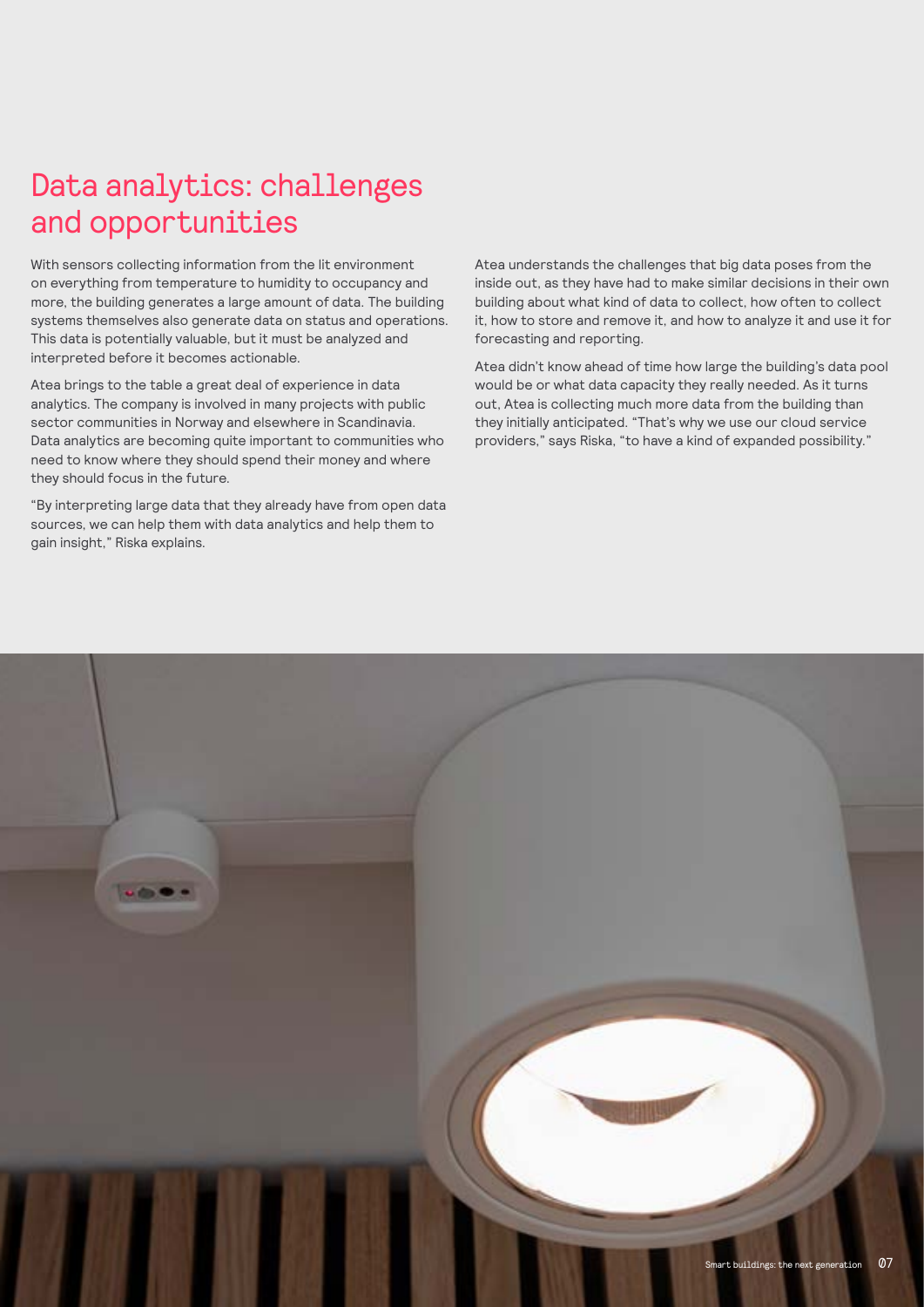# Data analytics: challenges and opportunities

With sensors collecting information from the lit environment on everything from temperature to humidity to occupancy and more, the building generates a large amount of data. The building systems themselves also generate data on status and operations. This data is potentially valuable, but it must be analyzed and interpreted before it becomes actionable.

Atea brings to the table a great deal of experience in data analytics. The company is involved in many projects with public sector communities in Norway and elsewhere in Scandinavia. Data analytics are becoming quite important to communities who need to know where they should spend their money and where they should focus in the future.

"By interpreting large data that they already have from open data sources, we can help them with data analytics and help them to gain insight," Riska explains.

Atea understands the challenges that big data poses from the inside out, as they have had to make similar decisions in their own building about what kind of data to collect, how often to collect it, how to store and remove it, and how to analyze it and use it for forecasting and reporting.

Atea didn't know ahead of time how large the building's data pool would be or what data capacity they really needed. As it turns out, Atea is collecting much more data from the building than they initially anticipated. "That's why we use our cloud service providers," says Riska, "to have a kind of expanded possibility."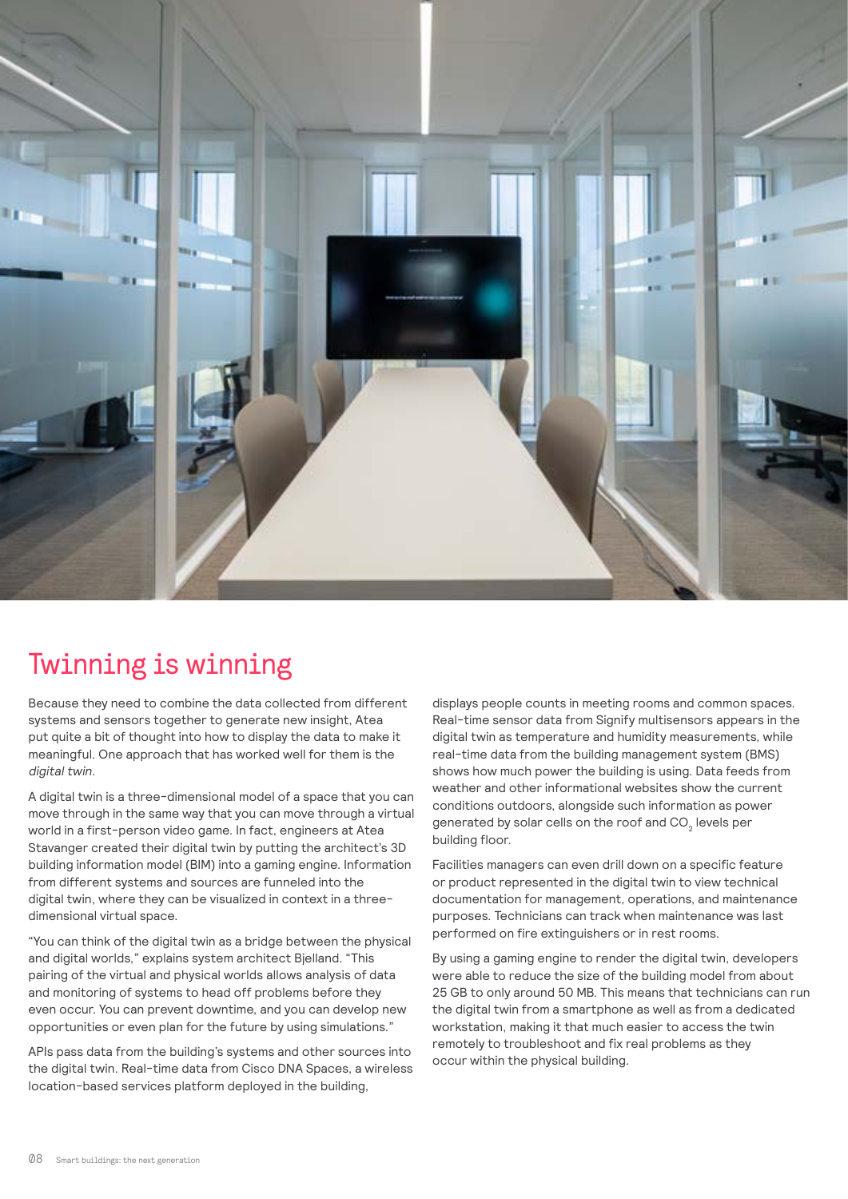## Twinning is winning

Because they need to combine the data collected from different systems and sensors together to generate new insight, Atea put quite a bit of thought into how to display the data to make it meaningful. One approach that has worked well for them is the *digital twin*.

A digital twin is a three-dimensional model of a space that you can move through in the same way that you can move through a virtual world in a first-person video game. In fact, engineers at Atea Stavanger created their digital twin by putting the architect's 3D building information model (BIM) into a gaming engine. Information from different systems and sources are funneled into the digital twin, where they can be visualized in context in a three-dimensional virtual space.

"You can think of the digital twin as a bridge between the physical and digital worlds," explains system architect Bjelland. "This pairing of the virtual and physical worlds allows analysis of data and monitoring of systems to head off problems before they even occur. You can prevent downtime, and you can develop new opportunities or even plan for the future by using simulations."

APIs pass data from the building's systems and other sources into the digital twin. Real-time data from Cisco DNA Spaces, a wireless location-based services platform deployed in the building, displays people counts in meeting rooms and common spaces. Real-time sensor data from Signify multisensors appears in the digital twin as temperature and humidity measurements, while real-time data from the building management system (BMS) shows how much power the building is using. Data feeds from weather and other informational websites show the current conditions outdoors, alongside such information as power generated by solar cells on the roof and $CO_2$ levels per building floor.

Facilities managers can even drill down on a specific feature or product represented in the digital twin to view technical documentation for management, operations, and maintenance purposes. Technicians can track when maintenance was last performed on fire extinguishers or in rest rooms.

By using a gaming engine to render the digital twin, developers were able to reduce the size of the building model from about 25 GB to only around 50 MB. This means that technicians can run the digital twin from a smartphone as well as from a dedicated workstation, making it that much easier to access the twin remotely to troubleshoot and fix real problems as they occur within the physical building.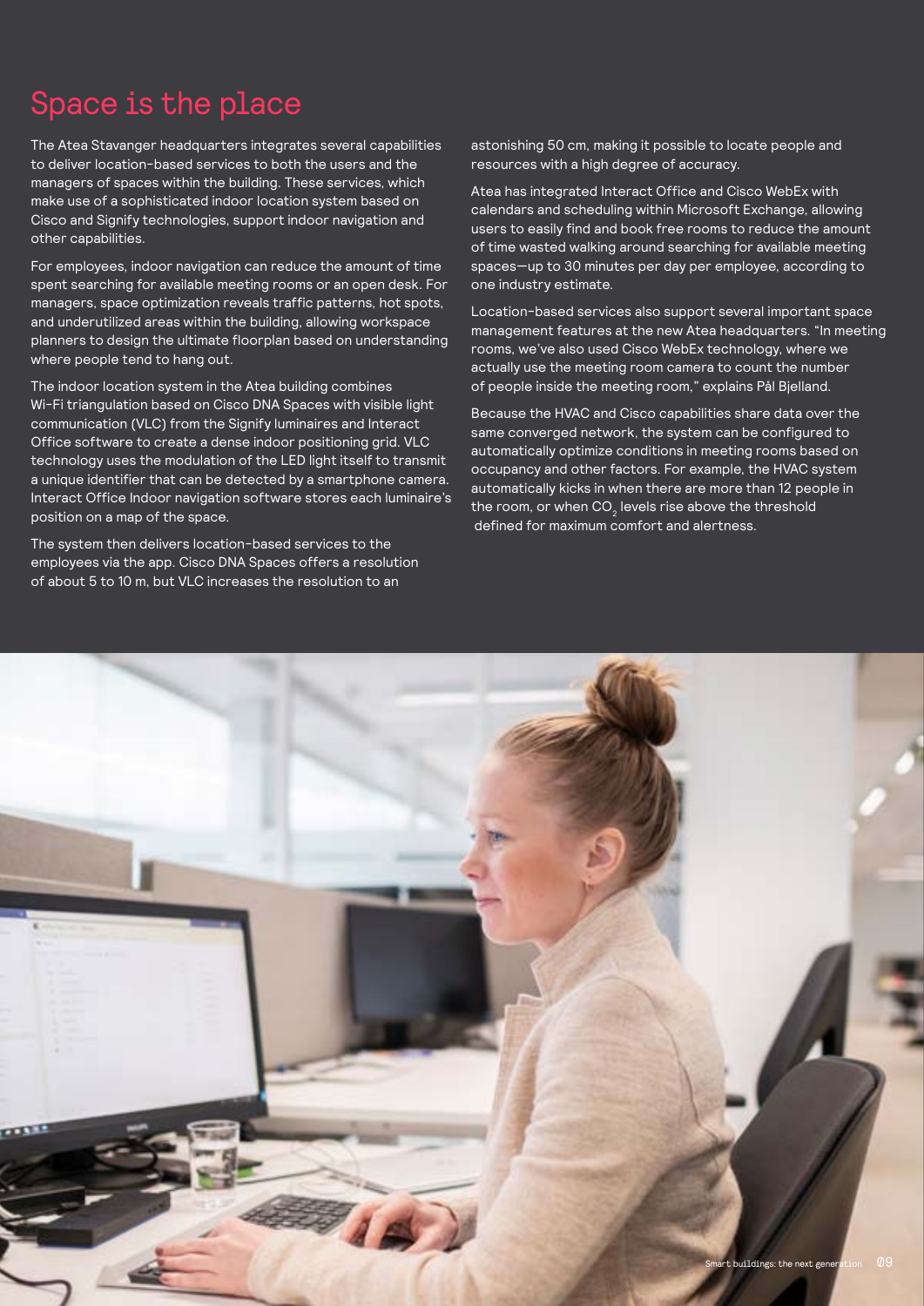# Space is the place

The Atea Stavanger headquarters integrates several capabilities to deliver location-based services to both the users and the managers of spaces within the building. These services, which make use of a sophisticated indoor location system based on Cisco and Signify technologies, support indoor navigation and other capabilities.

For employees, indoor navigation can reduce the amount of time spent searching for available meeting rooms or an open desk. For managers, space optimization reveals traffic patterns, hot spots, and underutilized areas within the building, allowing workspace planners to design the ultimate floorplan based on understanding where people tend to hang out.

The indoor location system in the Atea building combines Wi-Fi triangulation based on Cisco DNA Spaces with visible light communication (VLC) from the Signify luminaires and Interact Office software to create a dense indoor positioning grid. VLC technology uses the modulation of the LED light itself to transmit a unique identifier that can be detected by a smartphone camera. Interact Office Indoor navigation software stores each luminaire's position on a map of the space.

The system then delivers location-based services to the employees via the app. Cisco DNA Spaces offers a resolution of about 5 to 10 m, but VLC increases the resolution to an astonishing 50 cm, making it possible to locate people and resources with a high degree of accuracy.

Atea has integrated Interact Office and Cisco WebEx with calendars and scheduling within Microsoft Exchange, allowing users to easily find and book free rooms to reduce the amount of time wasted walking around searching for available meeting spaces—up to 30 minutes per day per employee, according to one industry estimate.

Location-based services also support several important space management features at the new Atea headquarters. "In meeting rooms, we've also used Cisco WebEx technology, where we actually use the meeting room camera to count the number of people inside the meeting room," explains Pål Bjelland.

Because the HVAC and Cisco capabilities share data over the same converged network, the system can be configured to automatically optimize conditions in meeting rooms based on occupancy and other factors. For example, the HVAC system automatically kicks in when there are more than 12 people in the room, or when $CO_2$ levels rise above the threshold defined for maximum comfort and alertness.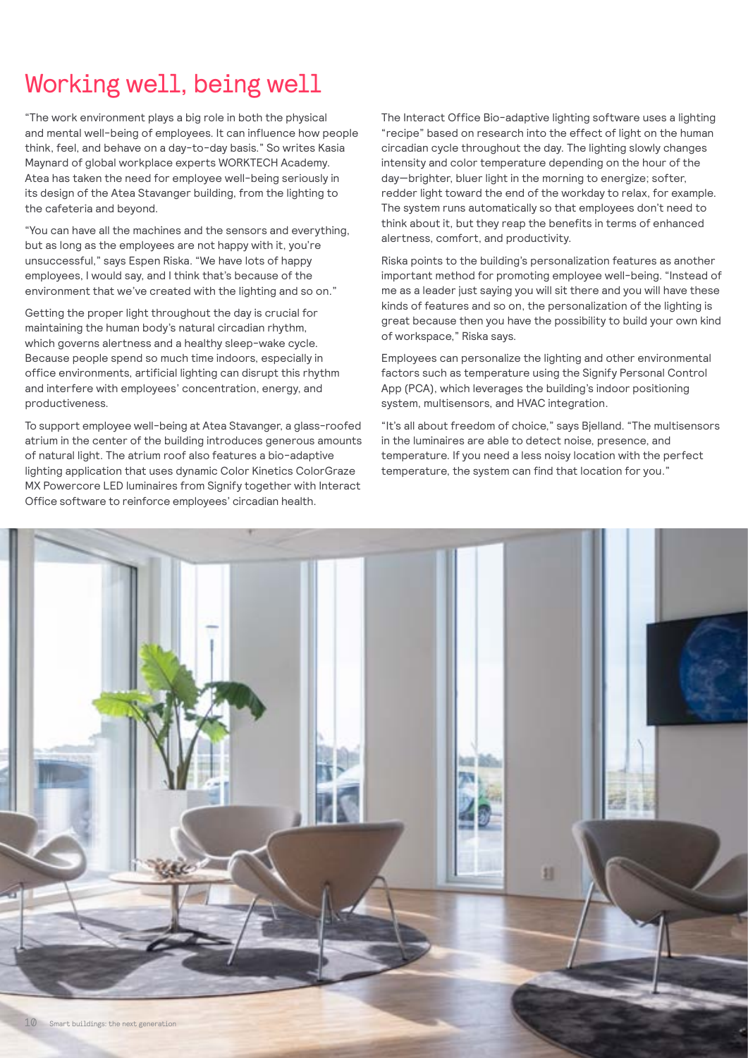# Working well, being well

"The work environment plays a big role in both the physical and mental well-being of employees. It can influence how people think, feel, and behave on a day-to-day basis." So writes Kasia Maynard of global workplace experts WORKTECH Academy. Atea has taken the need for employee well-being seriously in its design of the Atea Stavanger building, from the lighting to the cafeteria and beyond.

"You can have all the machines and the sensors and everything, but as long as the employees are not happy with it, you're unsuccessful," says Espen Riska. "We have lots of happy employees, I would say, and I think that's because of the environment that we've created with the lighting and so on."

Getting the proper light throughout the day is crucial for maintaining the human body's natural circadian rhythm, which governs alertness and a healthy sleep-wake cycle. Because people spend so much time indoors, especially in office environments, artificial lighting can disrupt this rhythm and interfere with employees' concentration, energy, and productiveness.

To support employee well-being at Atea Stavanger, a glass-roofed atrium in the center of the building introduces generous amounts of natural light. The atrium roof also features a bio-adaptive lighting application that uses dynamic Color Kinetics ColorGraze MX Powercore LED luminaires from Signify together with Interact Office software to reinforce employees' circadian health.

The Interact Office Bio-adaptive lighting software uses a lighting "recipe" based on research into the effect of light on the human circadian cycle throughout the day. The lighting slowly changes intensity and color temperature depending on the hour of the day—brighter, bluer light in the morning to energize; softer, redder light toward the end of the workday to relax, for example. The system runs automatically so that employees don't need to think about it, but they reap the benefits in terms of enhanced alertness, comfort, and productivity.

Riska points to the building's personalization features as another important method for promoting employee well-being. "Instead of me as a leader just saying you will sit there and you will have these kinds of features and so on, the personalization of the lighting is great because then you have the possibility to build your own kind of workspace," Riska says.

Employees can personalize the lighting and other environmental factors such as temperature using the Signify Personal Control App (PCA), which leverages the building's indoor positioning system, multisensors, and HVAC integration.

"It's all about freedom of choice," says Bjelland. "The multisensors in the luminaires are able to detect noise, presence, and temperature. If you need a less noisy location with the perfect temperature, the system can find that location for you."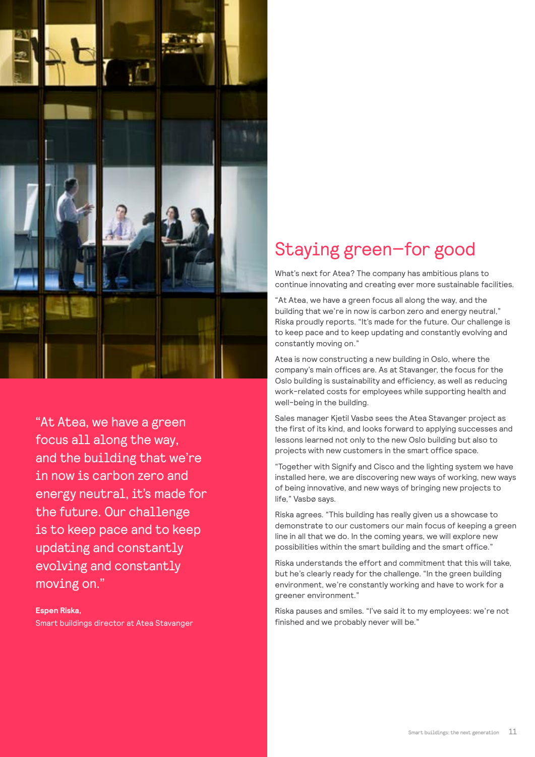"At Atea, we have a green focus all along the way, and the building that we're in now is carbon zero and energy neutral, it's made for the future. Our challenge is to keep pace and to keep updating and constantly evolving and constantly moving on."

**Espen Riska,**
Smart buildings director at Atea Stavanger

## Staying green—for good

What's next for Atea? The company has ambitious plans to continue innovating and creating ever more sustainable facilities.

"At Atea, we have a green focus all along the way, and the building that we're in now is carbon zero and energy neutral," Riska proudly reports. "It's made for the future. Our challenge is to keep pace and to keep updating and constantly evolving and constantly moving on."

Atea is now constructing a new building in Oslo, where the company's main offices are. As at Stavanger, the focus for the Oslo building is sustainability and efficiency, as well as reducing work-related costs for employees while supporting health and well-being in the building.

Sales manager Kjetil Vasbø sees the Atea Stavanger project as the first of its kind, and looks forward to applying successes and lessons learned not only to the new Oslo building but also to projects with new customers in the smart office space.

"Together with Signify and Cisco and the lighting system we have installed here, we are discovering new ways of working, new ways of being innovative, and new ways of bringing new projects to life," Vasbø says.

Riska agrees. "This building has really given us a showcase to demonstrate to our customers our main focus of keeping a green line in all that we do. In the coming years, we will explore new possibilities within the smart building and the smart office."

Riska understands the effort and commitment that this will take, but he's clearly ready for the challenge. "In the green building environment, we're constantly working and have to work for a greener environment."

Riska pauses and smiles. "I've said it to my employees: we're not finished and we probably never will be."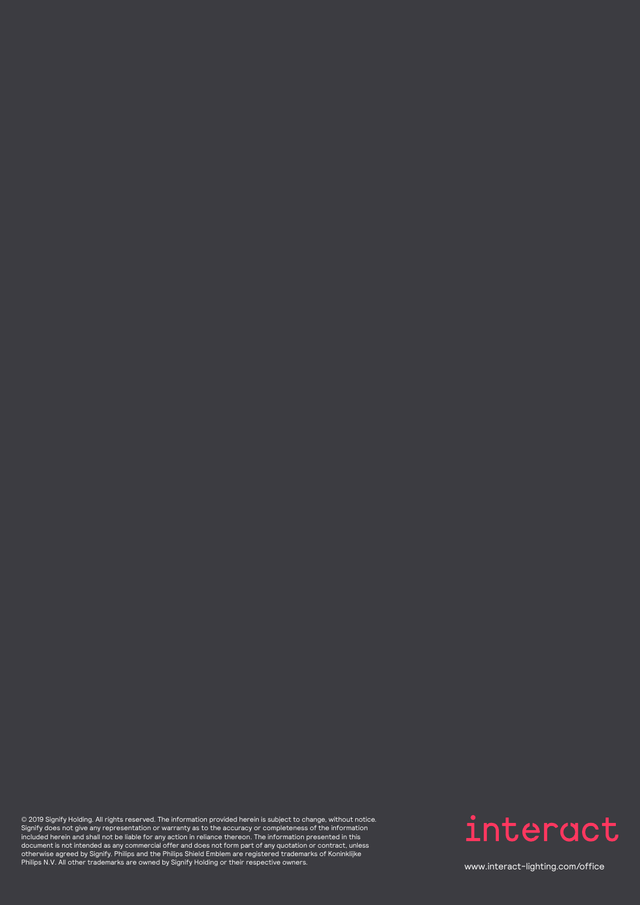© 2019 Signify Holding. All rights reserved. The information provided herein is subject to change, without notice. Signify does not give any representation or warranty as to the accuracy or completeness of the information included herein and shall not be liable for any action in reliance thereon. The information presented in this document is not intended as any commercial offer and does not form part of any quotation or contract, unless otherwise agreed by Signify. Philips and the Philips Shield Emblem are registered trademarks of Koninklijke Philips N.V. All other trademarks are owned by Signify Holding or their respective owners.

interact

www.interact-lighting.com/office